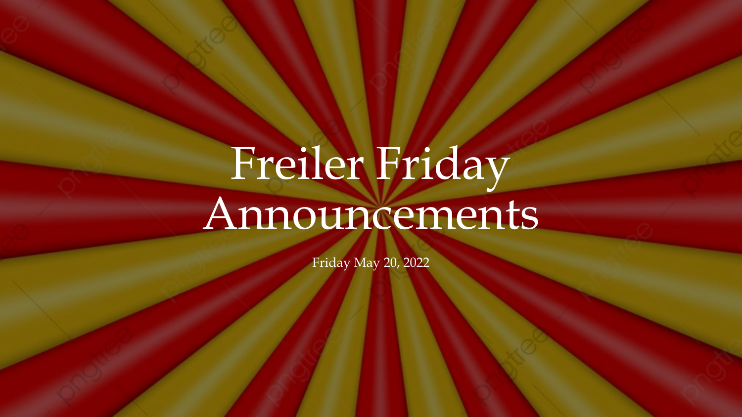# Freiler Friday Announcements

Friday May 20, 2022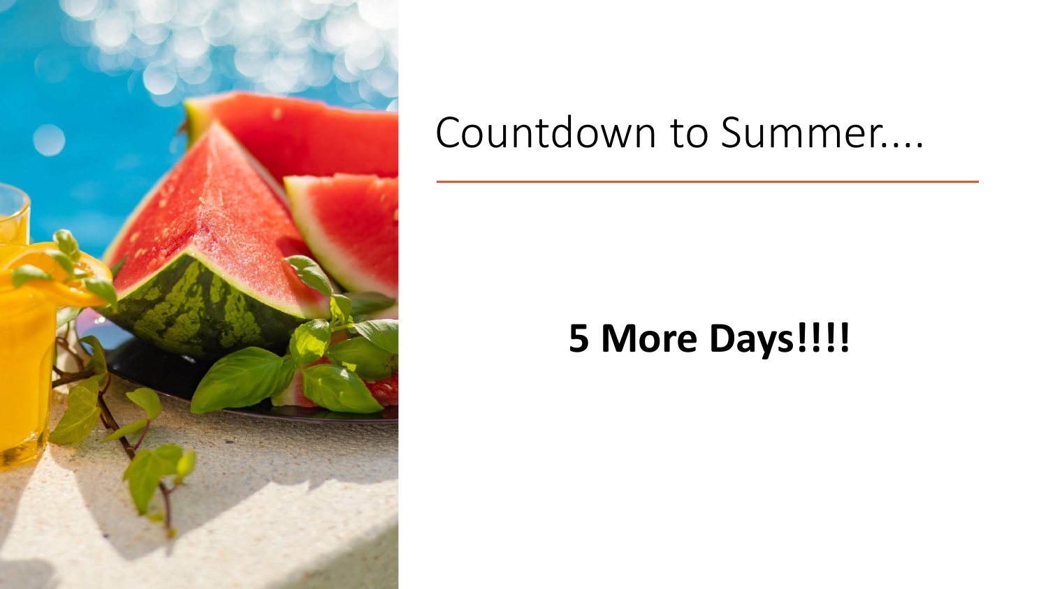# Countdown to Summer....

**5 More Days!!!!**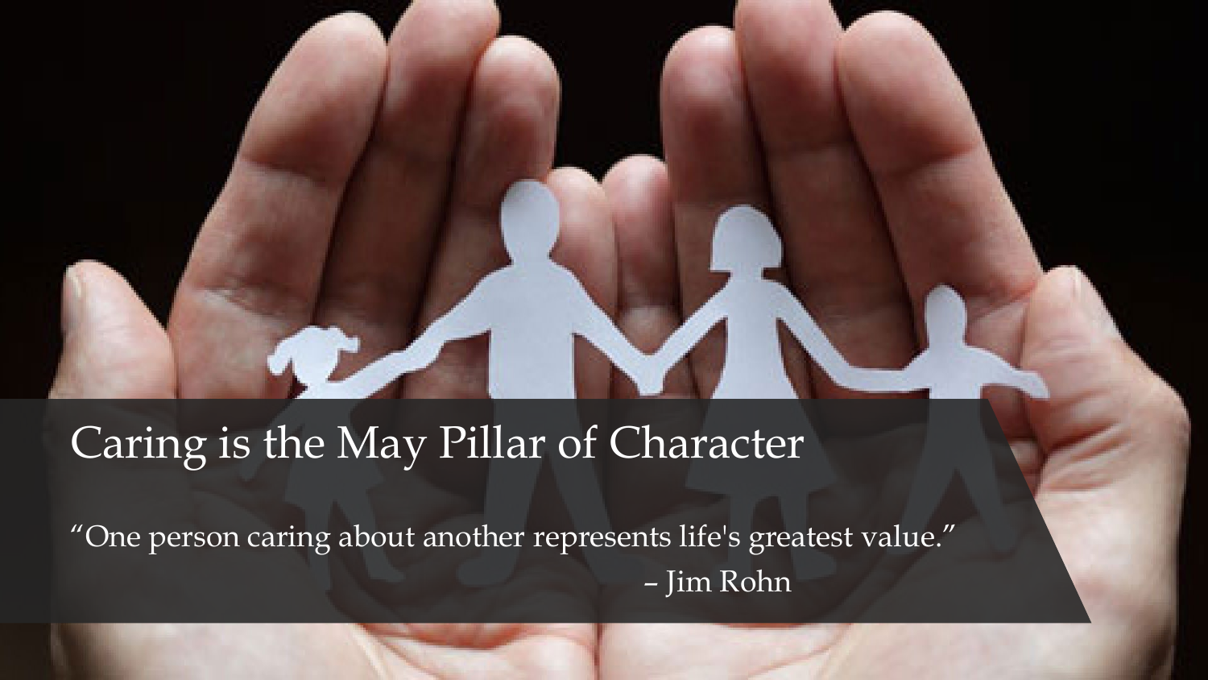# Caring is the May Pillar of Character

"One person caring about another represents life's greatest value."

– Jim Rohn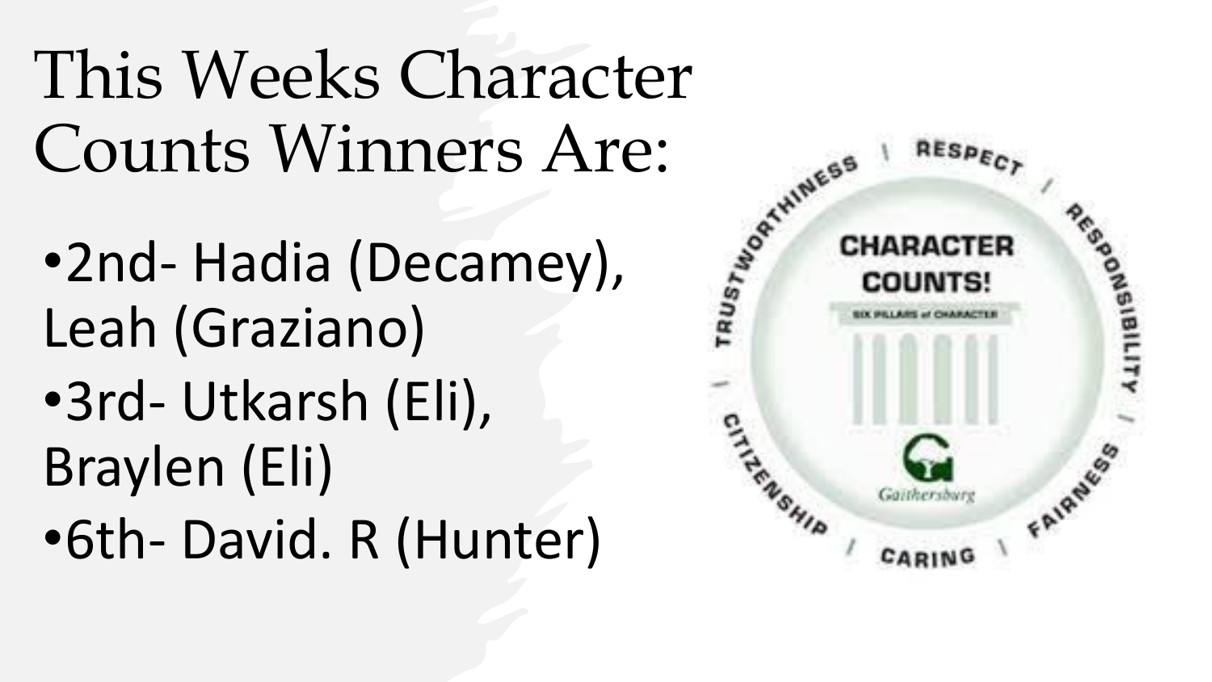# This Weeks Character Counts Winners Are:

- 2nd- Hadia (Decamey), Leah (Graziano)
- 3rd- Utkarsh (Eli), Braylen (Eli)
- 6th- David. R (Hunter)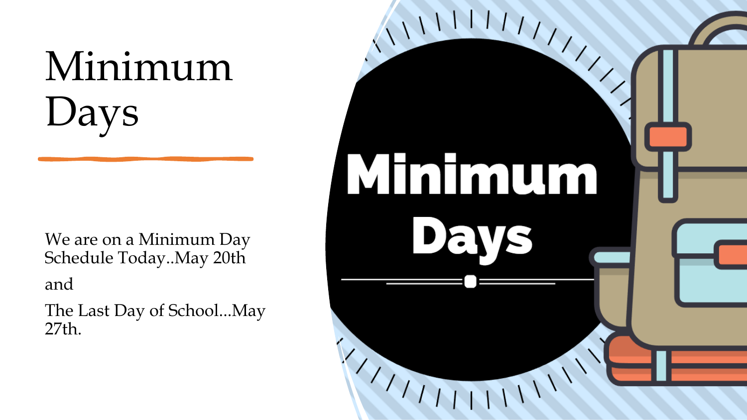# Minimum Days

We are on a Minimum Day Schedule Today..May 20th

and

The Last Day of School…May 27th.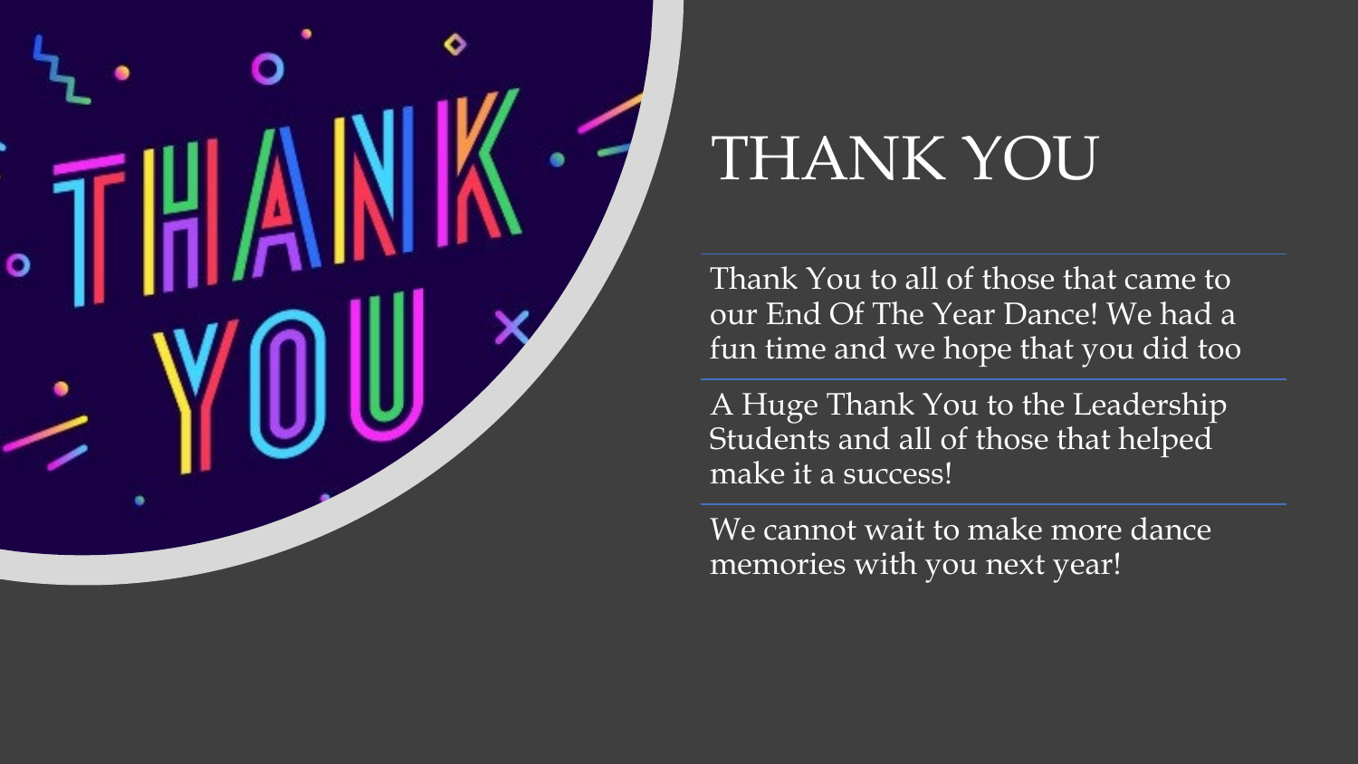# THANK YOU

Thank You to all of those that came to our End Of The Year Dance! We had a fun time and we hope that you did too

A Huge Thank You to the Leadership Students and all of those that helped make it a success!

We cannot wait to make more dance memories with you next year!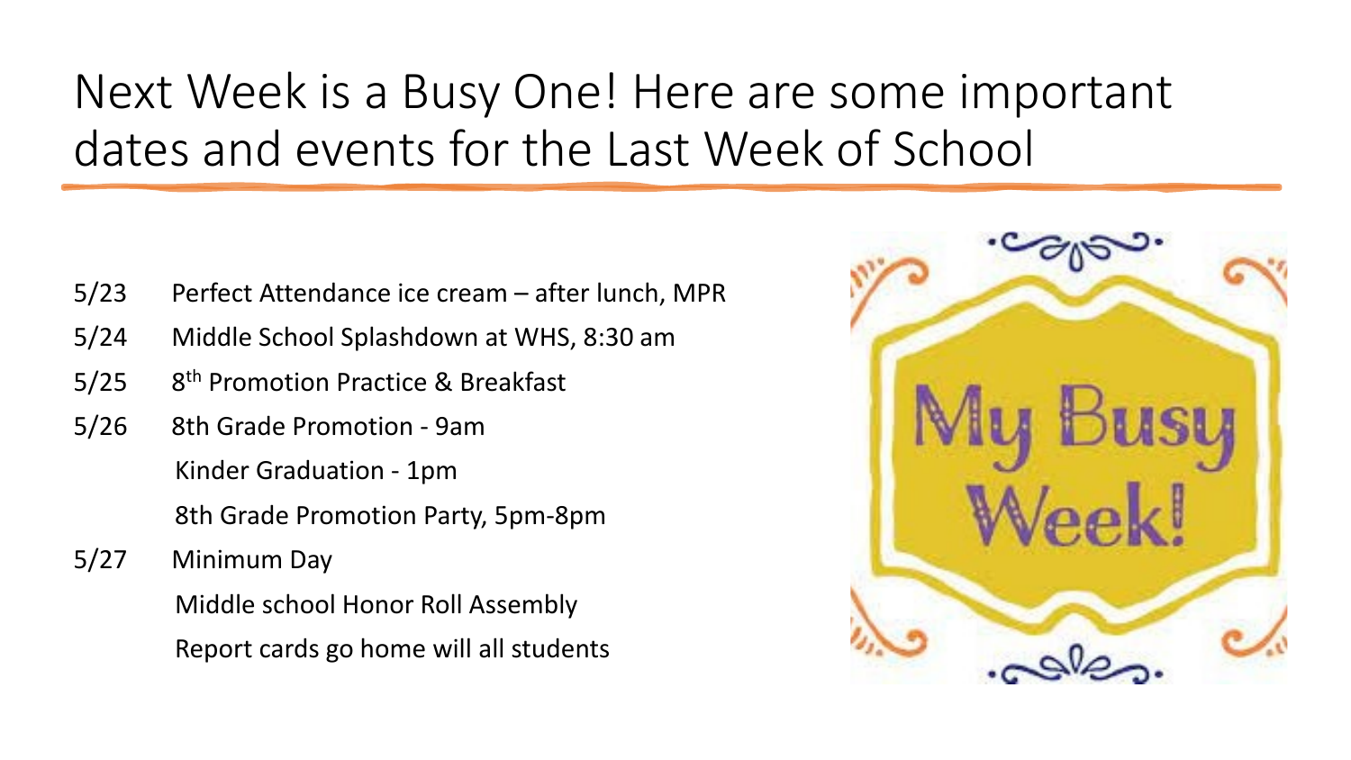# Next Week is a Busy One! Here are some important dates and events for the Last Week of School

- 5/23 Perfect Attendance ice cream – after lunch, MPR
- 5/24 Middle School Splashdown at WHS, 8:30 am
- 5/25 8th Promotion Practice & Breakfast
- 5/26 8th Grade Promotion - 9am
  - Kinder Graduation - 1pm
  - 8th Grade Promotion Party, 5pm-8pm
- 5/27 Minimum Day
  - Middle school Honor Roll Assembly
  - Report cards go home will all students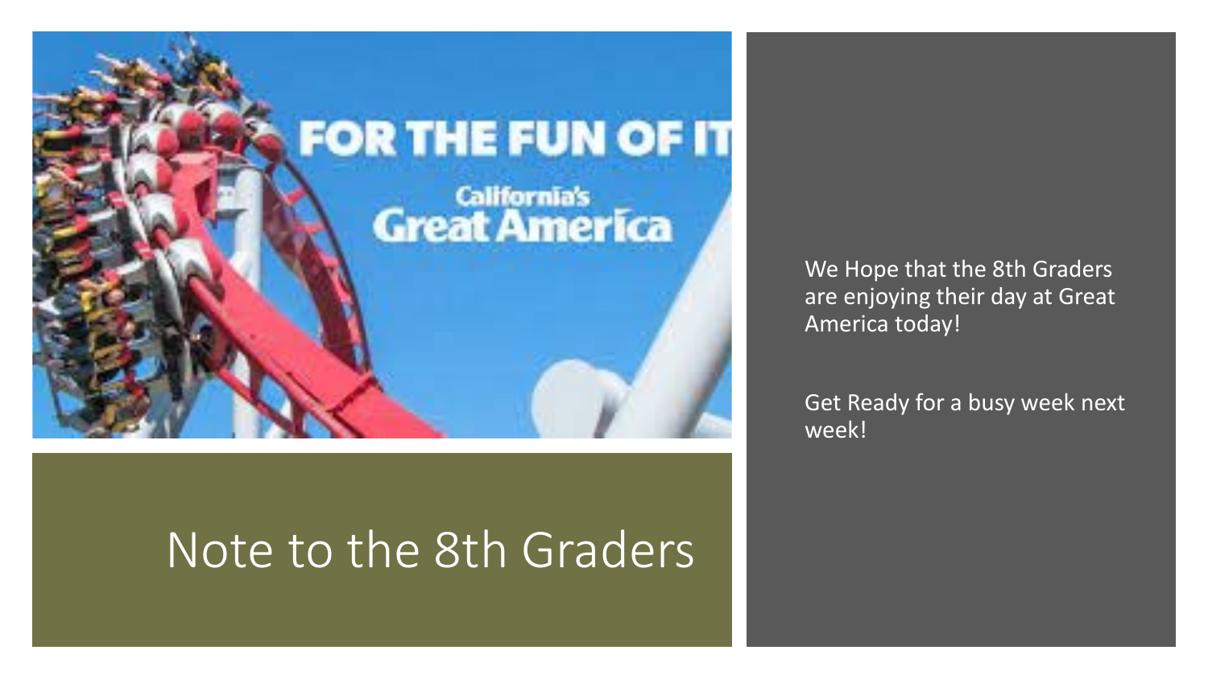# Note to the 8th Graders

We Hope that the 8th Graders are enjoying their day at Great America today!

Get Ready for a busy week next week!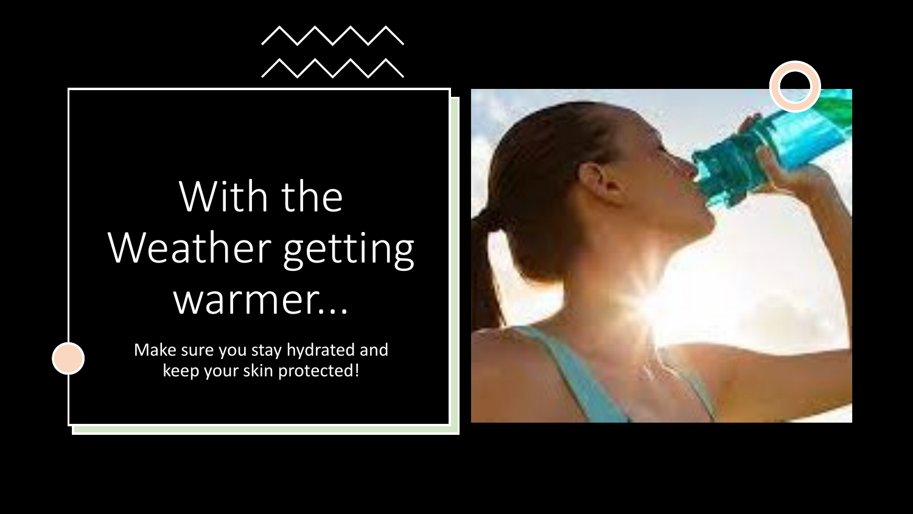# With the Weather getting warmer...

Make sure you stay hydrated and keep your skin protected!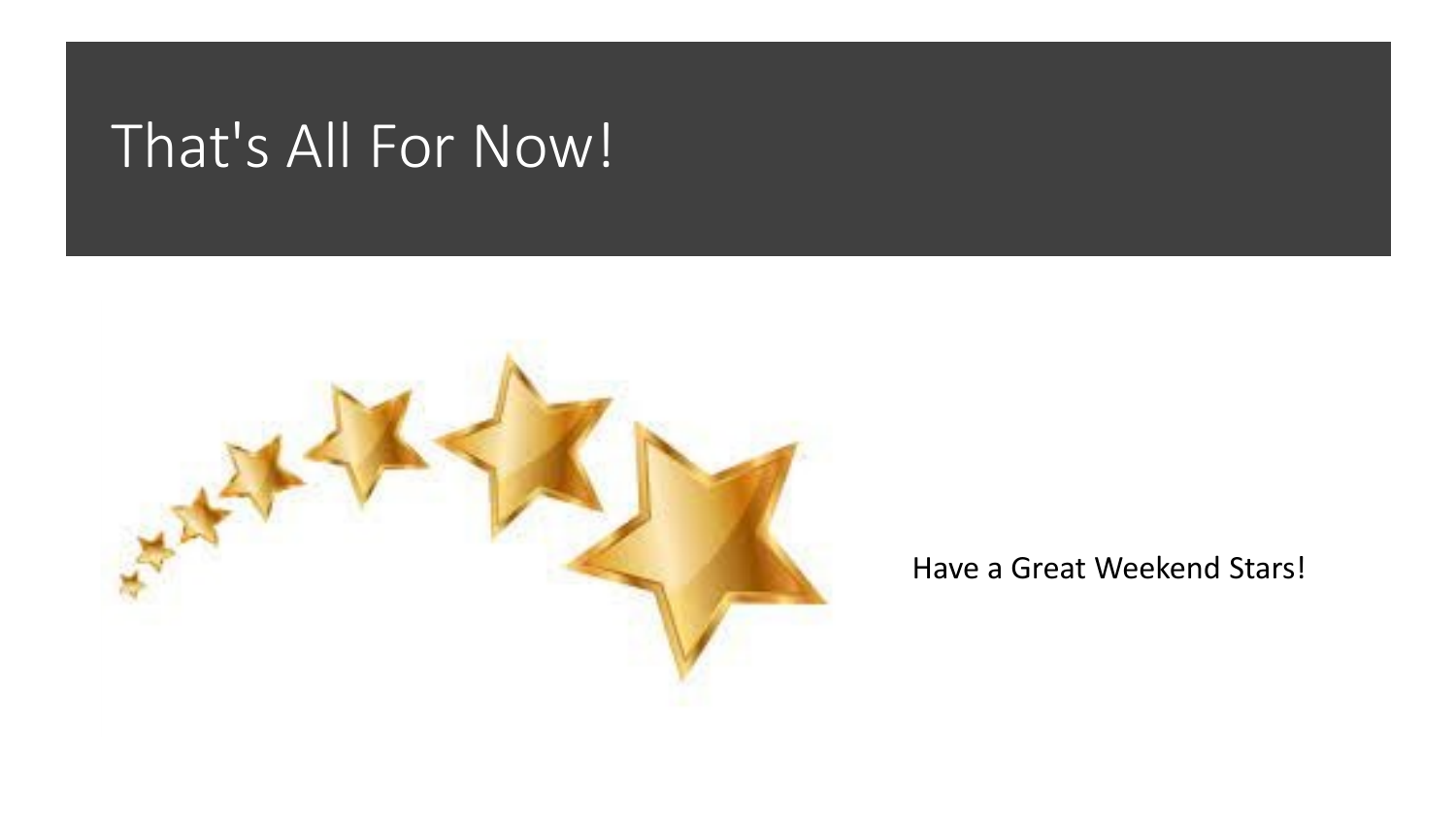# That's All For Now!

Have a Great Weekend Stars!